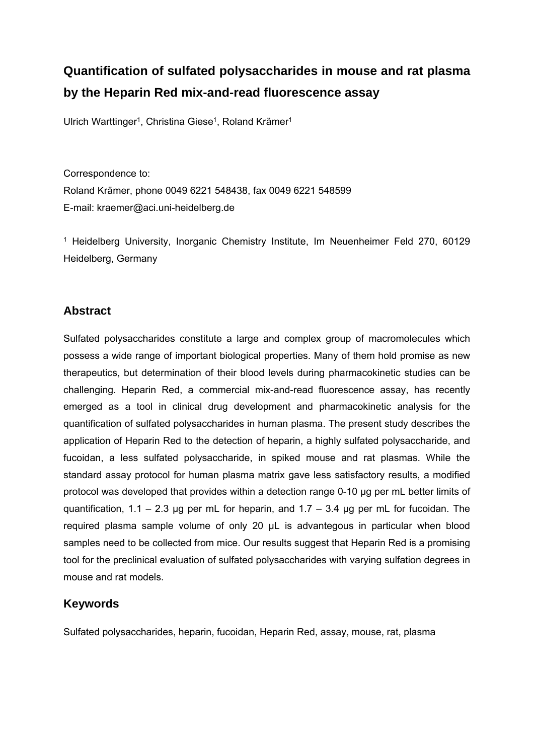# Quantification of sulfated polysaccharides in mouse and rat plasma by the Heparin Red mix-and-read fluorescence assay

Ulrich Warttinger[1], Christina Giese[1], Roland Krämer[1]

Correspondence to:
Roland Krämer, phone 0049 6221 548438, fax 0049 6221 548599
E-mail: kraemer@aci.uni-heidelberg.de

[1] Heidelberg University, Inorganic Chemistry Institute, Im Neuenheimer Feld 270, 60129 Heidelberg, Germany

## Abstract

Sulfated polysaccharides constitute a large and complex group of macromolecules which possess a wide range of important biological properties. Many of them hold promise as new therapeutics, but determination of their blood levels during pharmacokinetic studies can be challenging. Heparin Red, a commercial mix-and-read fluorescence assay, has recently emerged as a tool in clinical drug development and pharmacokinetic analysis for the quantification of sulfated polysaccharides in human plasma. The present study describes the application of Heparin Red to the detection of heparin, a highly sulfated polysaccharide, and fucoidan, a less sulfated polysaccharide, in spiked mouse and rat plasmas. While the standard assay protocol for human plasma matrix gave less satisfactory results, a modified protocol was developed that provides within a detection range 0-10 µg per mL better limits of quantification, 1.1 – 2.3 µg per mL for heparin, and 1.7 – 3.4 µg per mL for fucoidan. The required plasma sample volume of only 20 µL is advantegous in particular when blood samples need to be collected from mice. Our results suggest that Heparin Red is a promising tool for the preclinical evaluation of sulfated polysaccharides with varying sulfation degrees in mouse and rat models.

## Keywords

Sulfated polysaccharides, heparin, fucoidan, Heparin Red, assay, mouse, rat, plasma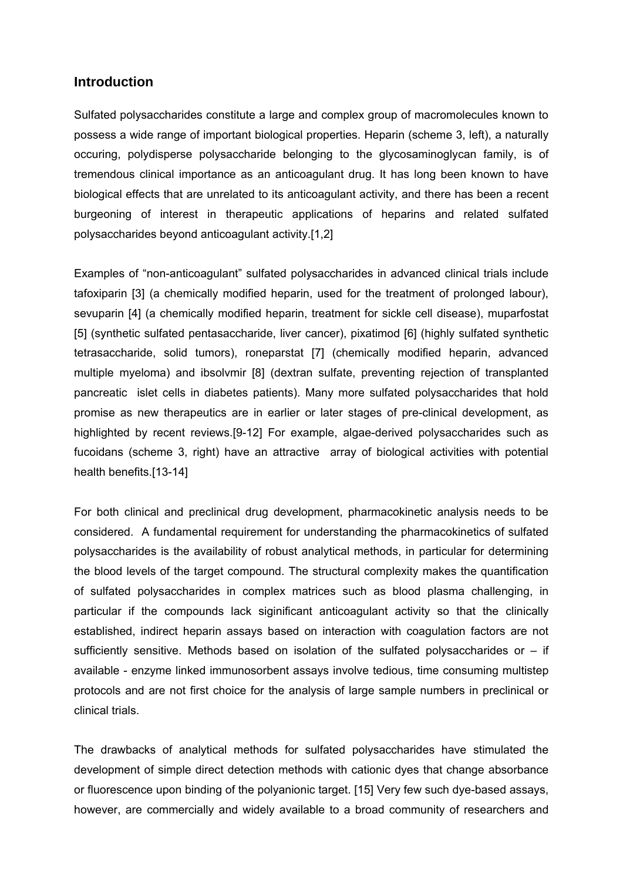## Introduction

Sulfated polysaccharides constitute a large and complex group of macromolecules known to possess a wide range of important biological properties. Heparin (scheme 3, left), a naturally occuring, polydisperse polysaccharide belonging to the glycosaminoglycan family, is of tremendous clinical importance as an anticoagulant drug. It has long been known to have biological effects that are unrelated to its anticoagulant activity, and there has been a recent burgeoning of interest in therapeutic applications of heparins and related sulfated polysaccharides beyond anticoagulant activity.[1,2]

Examples of "non-anticoagulant" sulfated polysaccharides in advanced clinical trials include tafoxiparin [3] (a chemically modified heparin, used for the treatment of prolonged labour), sevuparin [4] (a chemically modified heparin, treatment for sickle cell disease), muparfostat [5] (synthetic sulfated pentasaccharide, liver cancer), pixatimod [6] (highly sulfated synthetic tetrasaccharide, solid tumors), roneparstat [7] (chemically modified heparin, advanced multiple myeloma) and ibsolvmir [8] (dextran sulfate, preventing rejection of transplanted pancreatic islet cells in diabetes patients). Many more sulfated polysaccharides that hold promise as new therapeutics are in earlier or later stages of pre-clinical development, as highlighted by recent reviews.[9-12] For example, algae-derived polysaccharides such as fucoidans (scheme 3, right) have an attractive array of biological activities with potential health benefits.[13-14]

For both clinical and preclinical drug development, pharmacokinetic analysis needs to be considered. A fundamental requirement for understanding the pharmacokinetics of sulfated polysaccharides is the availability of robust analytical methods, in particular for determining the blood levels of the target compound. The structural complexity makes the quantification of sulfated polysaccharides in complex matrices such as blood plasma challenging, in particular if the compounds lack siginificant anticoagulant activity so that the clinically established, indirect heparin assays based on interaction with coagulation factors are not sufficiently sensitive. Methods based on isolation of the sulfated polysaccharides or – if available - enzyme linked immunosorbent assays involve tedious, time consuming multistep protocols and are not first choice for the analysis of large sample numbers in preclinical or clinical trials.

The drawbacks of analytical methods for sulfated polysaccharides have stimulated the development of simple direct detection methods with cationic dyes that change absorbance or fluorescence upon binding of the polyanionic target. [15] Very few such dye-based assays, however, are commercially and widely available to a broad community of researchers and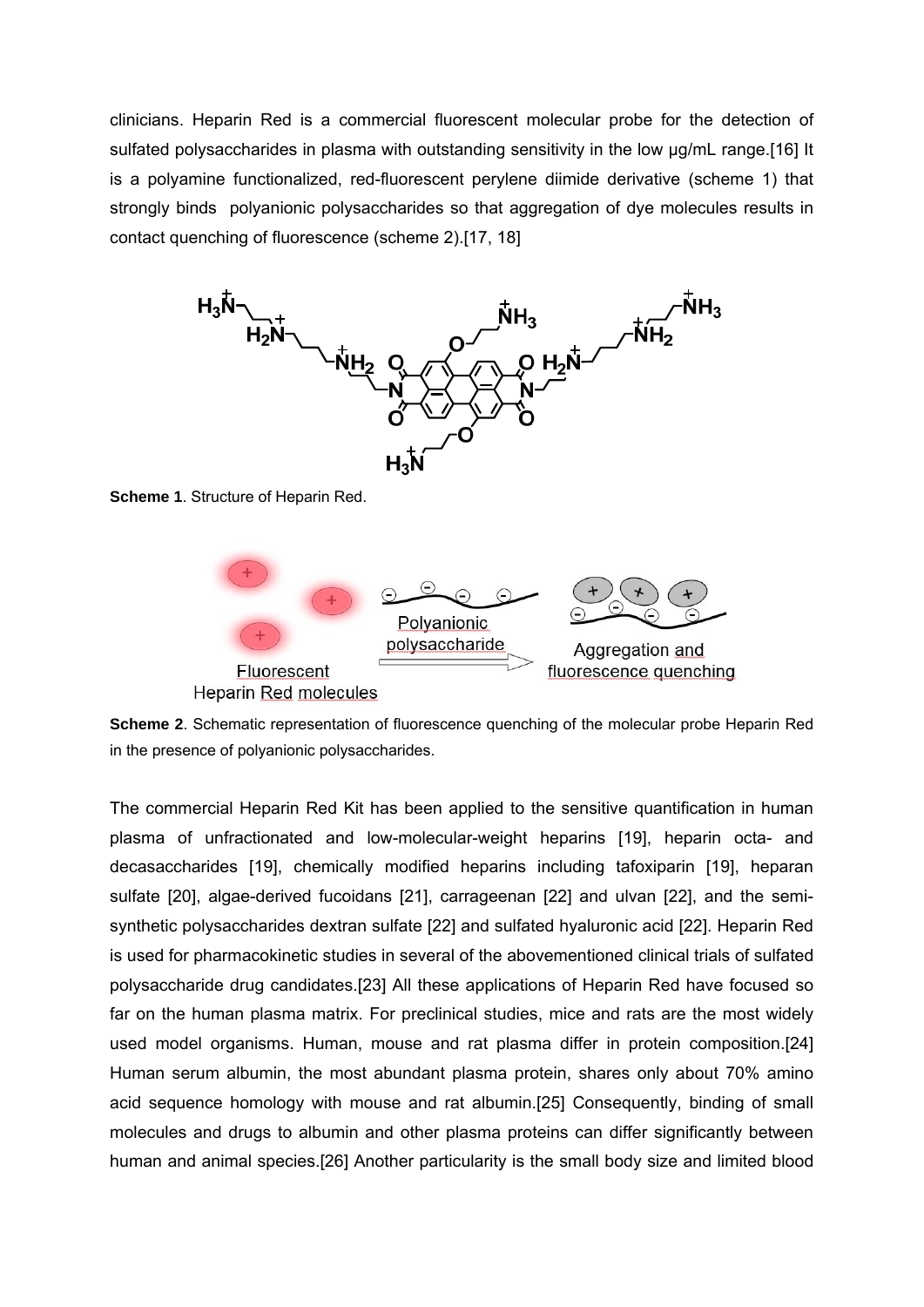clinicians. Heparin Red is a commercial fluorescent molecular probe for the detection of sulfated polysaccharides in plasma with outstanding sensitivity in the low µg/mL range.[16] It is a polyamine functionalized, red-fluorescent perylene diimide derivative (scheme 1) that strongly binds polyanionic polysaccharides so that aggregation of dye molecules results in contact quenching of fluorescence (scheme 2).[17, 18]

**Scheme 1**. Structure of Heparin Red.

**Scheme 2**. Schematic representation of fluorescence quenching of the molecular probe Heparin Red in the presence of polyanionic polysaccharides.

The commercial Heparin Red Kit has been applied to the sensitive quantification in human plasma of unfractionated and low-molecular-weight heparins [19], heparin octa- and decasaccharides [19], chemically modified heparins including tafoxiparin [19], heparan sulfate [20], algae-derived fucoidans [21], carrageenan [22] and ulvan [22], and the semi-synthetic polysaccharides dextran sulfate [22] and sulfated hyaluronic acid [22]. Heparin Red is used for pharmacokinetic studies in several of the abovementioned clinical trials of sulfated polysaccharide drug candidates.[23] All these applications of Heparin Red have focused so far on the human plasma matrix. For preclinical studies, mice and rats are the most widely used model organisms. Human, mouse and rat plasma differ in protein composition.[24] Human serum albumin, the most abundant plasma protein, shares only about 70% amino acid sequence homology with mouse and rat albumin.[25] Consequently, binding of small molecules and drugs to albumin and other plasma proteins can differ significantly between human and animal species.[26] Another particularity is the small body size and limited blood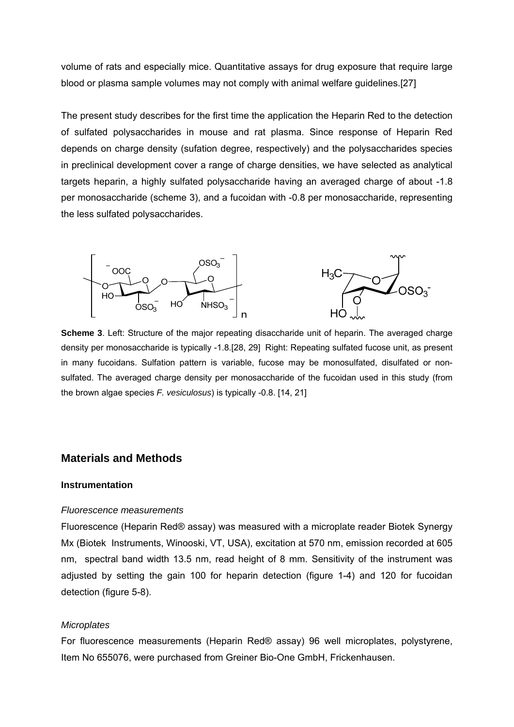volume of rats and especially mice. Quantitative assays for drug exposure that require large blood or plasma sample volumes may not comply with animal welfare guidelines.[27]

The present study describes for the first time the application the Heparin Red to the detection of sulfated polysaccharides in mouse and rat plasma. Since response of Heparin Red depends on charge density (sufation degree, respectively) and the polysaccharides species in preclinical development cover a range of charge densities, we have selected as analytical targets heparin, a highly sulfated polysaccharide having an averaged charge of about -1.8 per monosaccharide (scheme 3), and a fucoidan with -0.8 per monosaccharide, representing the less sulfated polysaccharides.

**Scheme 3**. Left: Structure of the major repeating disaccharide unit of heparin. The averaged charge density per monosaccharide is typically -1.8.[28, 29] Right: Repeating sulfated fucose unit, as present in many fucoidans. Sulfation pattern is variable, fucose may be monosulfated, disulfated or non-sulfated. The averaged charge density per monosaccharide of the fucoidan used in this study (from the brown algae species *F. vesiculosus*) is typically -0.8. [14, 21]

## Materials and Methods

### Instrumentation

*Fluorescence measurements*

Fluorescence (Heparin Red® assay) was measured with a microplate reader Biotek Synergy Mx (Biotek Instruments, Winooski, VT, USA), excitation at 570 nm, emission recorded at 605 nm, spectral band width 13.5 nm, read height of 8 mm. Sensitivity of the instrument was adjusted by setting the gain 100 for heparin detection (figure 1-4) and 120 for fucoidan detection (figure 5-8).

*Microplates*

For fluorescence measurements (Heparin Red® assay) 96 well microplates, polystyrene, Item No 655076, were purchased from Greiner Bio-One GmbH, Frickenhausen.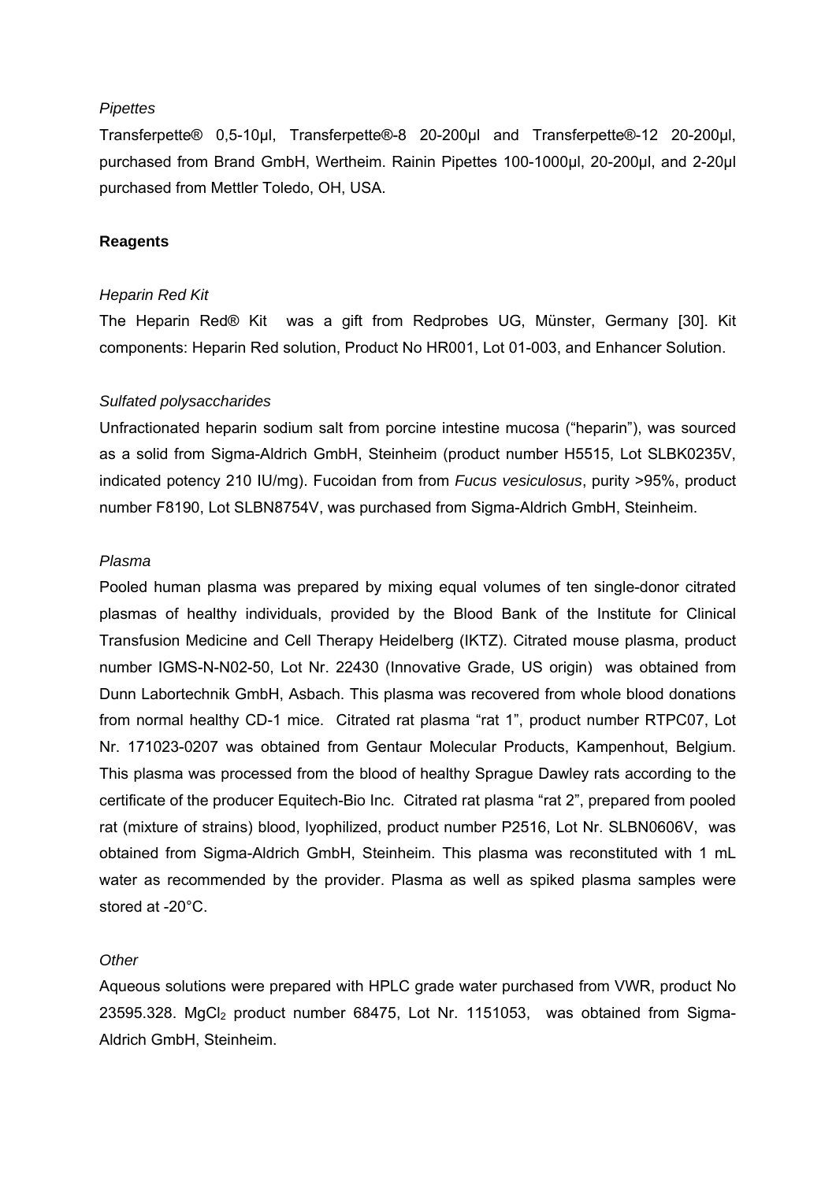*Pipettes*

Transferpette® 0,5-10µl, Transferpette®-8 20-200µl and Transferpette®-12 20-200µl, purchased from Brand GmbH, Wertheim. Rainin Pipettes 100-1000µl, 20-200µl, and 2-20µl purchased from Mettler Toledo, OH, USA.

**Reagents**

*Heparin Red Kit*

The Heparin Red® Kit was a gift from Redprobes UG, Münster, Germany [30]. Kit components: Heparin Red solution, Product No HR001, Lot 01-003, and Enhancer Solution.

*Sulfated polysaccharides*

Unfractionated heparin sodium salt from porcine intestine mucosa ("heparin"), was sourced as a solid from Sigma-Aldrich GmbH, Steinheim (product number H5515, Lot SLBK0235V, indicated potency 210 IU/mg). Fucoidan from from *Fucus vesiculosus*, purity >95%, product number F8190, Lot SLBN8754V, was purchased from Sigma-Aldrich GmbH, Steinheim.

*Plasma*

Pooled human plasma was prepared by mixing equal volumes of ten single-donor citrated plasmas of healthy individuals, provided by the Blood Bank of the Institute for Clinical Transfusion Medicine and Cell Therapy Heidelberg (IKTZ). Citrated mouse plasma, product number IGMS-N-N02-50, Lot Nr. 22430 (Innovative Grade, US origin) was obtained from Dunn Labortechnik GmbH, Asbach. This plasma was recovered from whole blood donations from normal healthy CD-1 mice. Citrated rat plasma "rat 1", product number RTPC07, Lot Nr. 171023-0207 was obtained from Gentaur Molecular Products, Kampenhout, Belgium. This plasma was processed from the blood of healthy Sprague Dawley rats according to the certificate of the producer Equitech-Bio Inc. Citrated rat plasma "rat 2", prepared from pooled rat (mixture of strains) blood, lyophilized, product number P2516, Lot Nr. SLBN0606V, was obtained from Sigma-Aldrich GmbH, Steinheim. This plasma was reconstituted with 1 mL water as recommended by the provider. Plasma as well as spiked plasma samples were stored at -20°C.

*Other*

Aqueous solutions were prepared with HPLC grade water purchased from VWR, product No 23595.328. $MgCl_2$ product number 68475, Lot Nr. 1151053, was obtained from Sigma-Aldrich GmbH, Steinheim.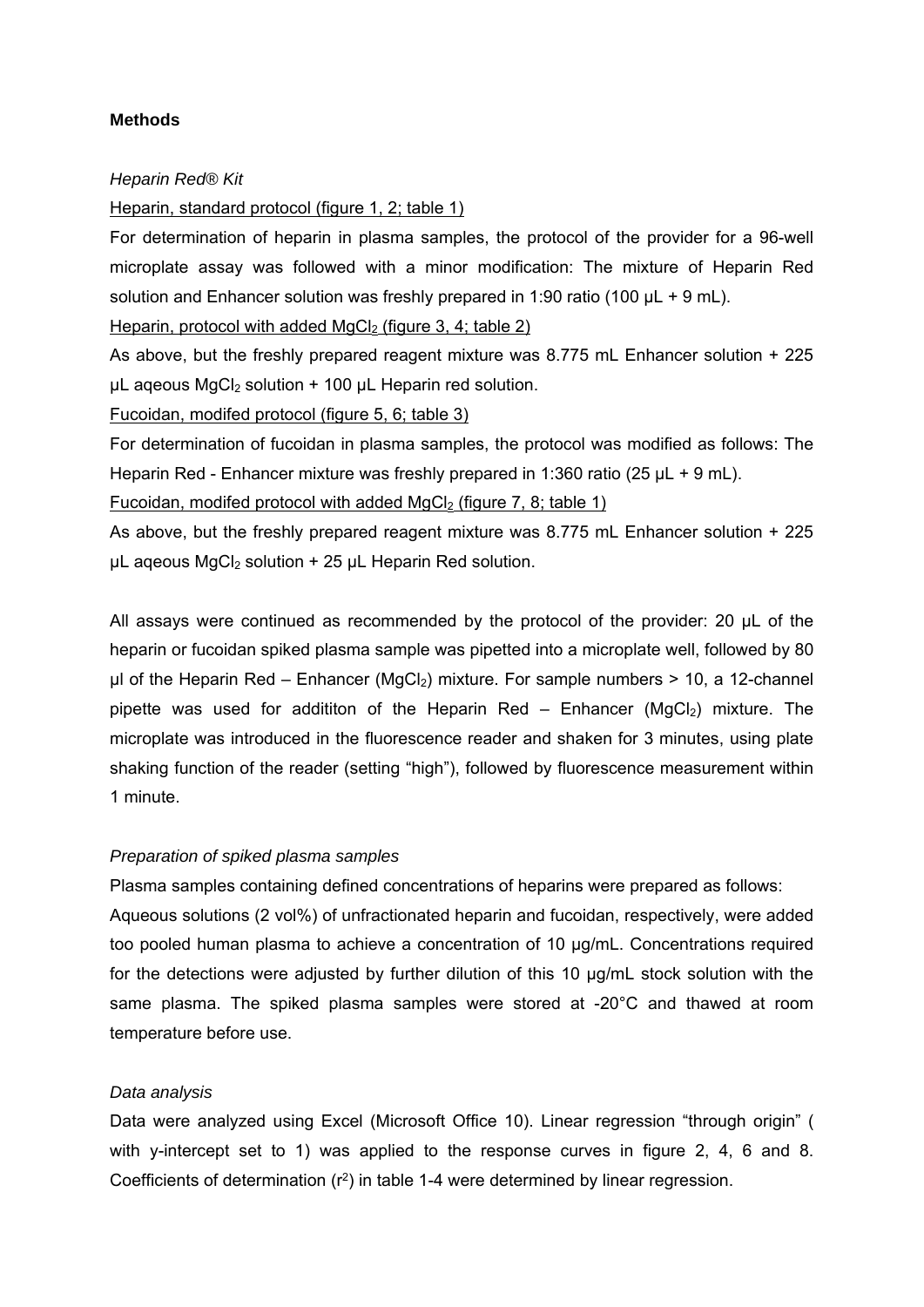**Methods**

*Heparin Red® Kit*

Heparin, standard protocol (figure 1, 2; table 1)

For determination of heparin in plasma samples, the protocol of the provider for a 96-well microplate assay was followed with a minor modification: The mixture of Heparin Red solution and Enhancer solution was freshly prepared in 1:90 ratio (100 µL + 9 mL).

Heparin, protocol with added $MgCl_2$ (figure 3, 4; table 2)

As above, but the freshly prepared reagent mixture was 8.775 mL Enhancer solution + 225 µL aqeous $MgCl_2$ solution + 100 µL Heparin red solution.

Fucoidan, modifed protocol (figure 5, 6; table 3)

For determination of fucoidan in plasma samples, the protocol was modified as follows: The Heparin Red - Enhancer mixture was freshly prepared in 1:360 ratio (25 µL + 9 mL).

Fucoidan, modifed protocol with added $MgCl_2$ (figure 7, 8; table 1)

As above, but the freshly prepared reagent mixture was 8.775 mL Enhancer solution + 225 µL aqeous $MgCl_2$ solution + 25 µL Heparin Red solution.

All assays were continued as recommended by the protocol of the provider: 20 µL of the heparin or fucoidan spiked plasma sample was pipetted into a microplate well, followed by 80 µl of the Heparin Red – Enhancer ($MgCl_2$) mixture. For sample numbers > 10, a 12-channel pipette was used for addititon of the Heparin Red – Enhancer ($MgCl_2$) mixture. The microplate was introduced in the fluorescence reader and shaken for 3 minutes, using plate shaking function of the reader (setting "high"), followed by fluorescence measurement within 1 minute.

*Preparation of spiked plasma samples*

Plasma samples containing defined concentrations of heparins were prepared as follows: Aqueous solutions (2 vol%) of unfractionated heparin and fucoidan, respectively, were added too pooled human plasma to achieve a concentration of 10 µg/mL. Concentrations required for the detections were adjusted by further dilution of this 10 µg/mL stock solution with the same plasma. The spiked plasma samples were stored at -20°C and thawed at room temperature before use.

*Data analysis*

Data were analyzed using Excel (Microsoft Office 10). Linear regression "through origin" ( with y-intercept set to 1) was applied to the response curves in figure 2, 4, 6 and 8. Coefficients of determination ($r^2$) in table 1-4 were determined by linear regression.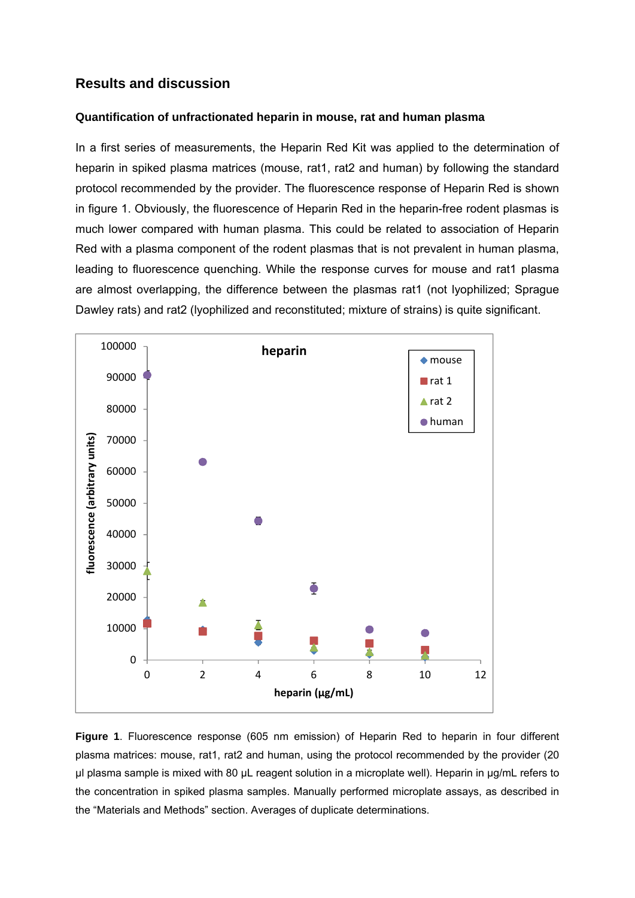## Results and discussion

### Quantification of unfractionated heparin in mouse, rat and human plasma

In a first series of measurements, the Heparin Red Kit was applied to the determination of heparin in spiked plasma matrices (mouse, rat1, rat2 and human) by following the standard protocol recommended by the provider. The fluorescence response of Heparin Red is shown in figure 1. Obviously, the fluorescence of Heparin Red in the heparin-free rodent plasmas is much lower compared with human plasma. This could be related to association of Heparin Red with a plasma component of the rodent plasmas that is not prevalent in human plasma, leading to fluorescence quenching. While the response curves for mouse and rat1 plasma are almost overlapping, the difference between the plasmas rat1 (not lyophilized; Sprague Dawley rats) and rat2 (lyophilized and reconstituted; mixture of strains) is quite significant.

**Figure 1**. Fluorescence response (605 nm emission) of Heparin Red to heparin in four different plasma matrices: mouse, rat1, rat2 and human, using the protocol recommended by the provider (20 µl plasma sample is mixed with 80 µL reagent solution in a microplate well). Heparin in µg/mL refers to the concentration in spiked plasma samples. Manually performed microplate assays, as described in the "Materials and Methods" section. Averages of duplicate determinations.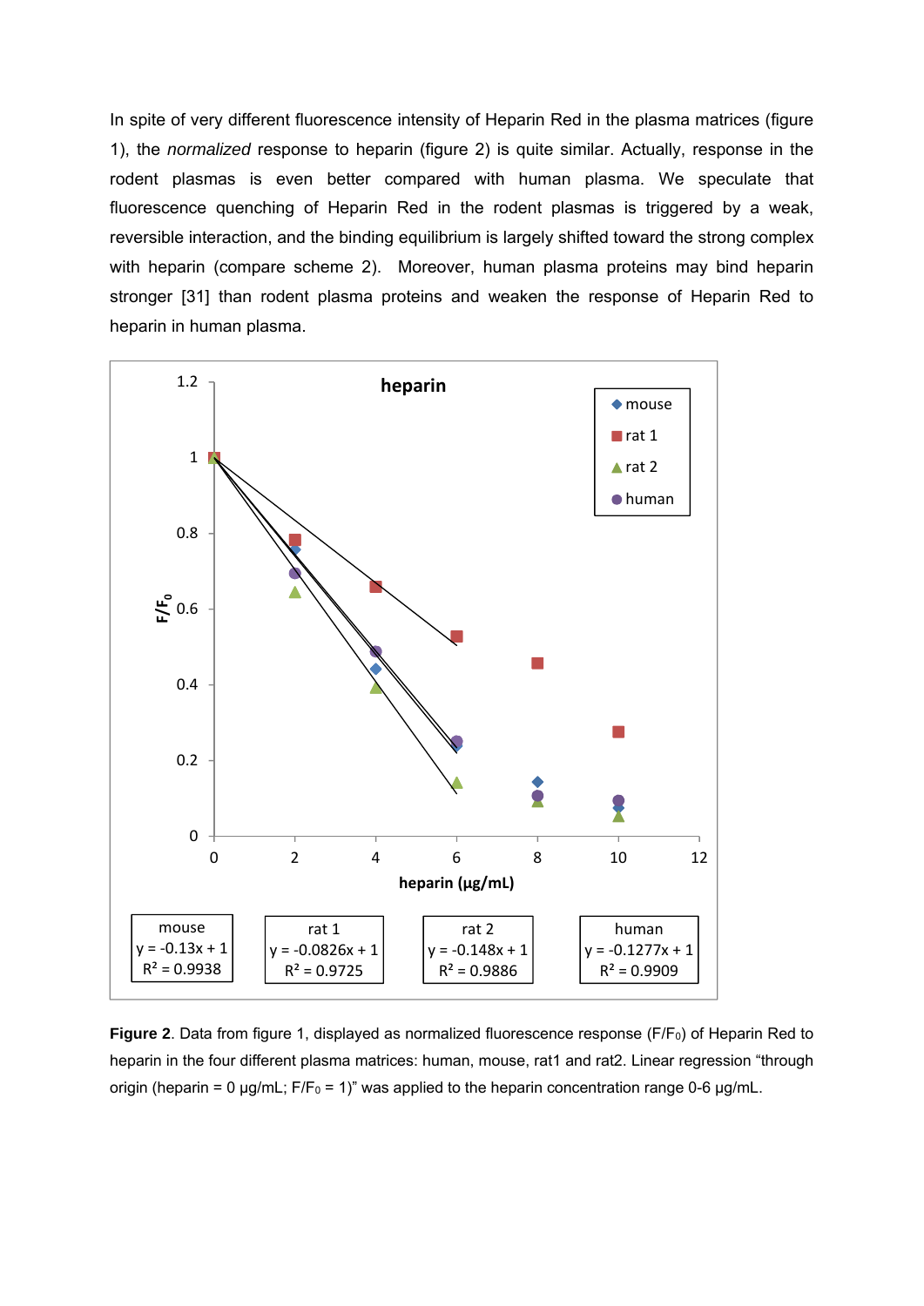In spite of very different fluorescence intensity of Heparin Red in the plasma matrices (figure 1), the *normalized* response to heparin (figure 2) is quite similar. Actually, response in the rodent plasmas is even better compared with human plasma. We speculate that fluorescence quenching of Heparin Red in the rodent plasmas is triggered by a weak, reversible interaction, and the binding equilibrium is largely shifted toward the strong complex with heparin (compare scheme 2). Moreover, human plasma proteins may bind heparin stronger [31] than rodent plasma proteins and weaken the response of Heparin Red to heparin in human plasma.

| mouse | rat 1 | rat 2 | human |
|---|---|---|---|
| $y = -0.13x + 1$ | $y = -0.0826x + 1$ | $y = -0.148x + 1$ | $y = -0.1277x + 1$ |
| $R^2 = 0.9938$ | $R^2 = 0.9725$ | $R^2 = 0.9886$ | $R^2 = 0.9909$ |

**Figure 2**. Data from figure 1, displayed as normalized fluorescence response ($F/F_0$) of Heparin Red to heparin in the four different plasma matrices: human, mouse, rat1 and rat2. Linear regression "through origin (heparin = 0 µg/mL; $F/F_0$ = 1)" was applied to the heparin concentration range 0-6 µg/mL.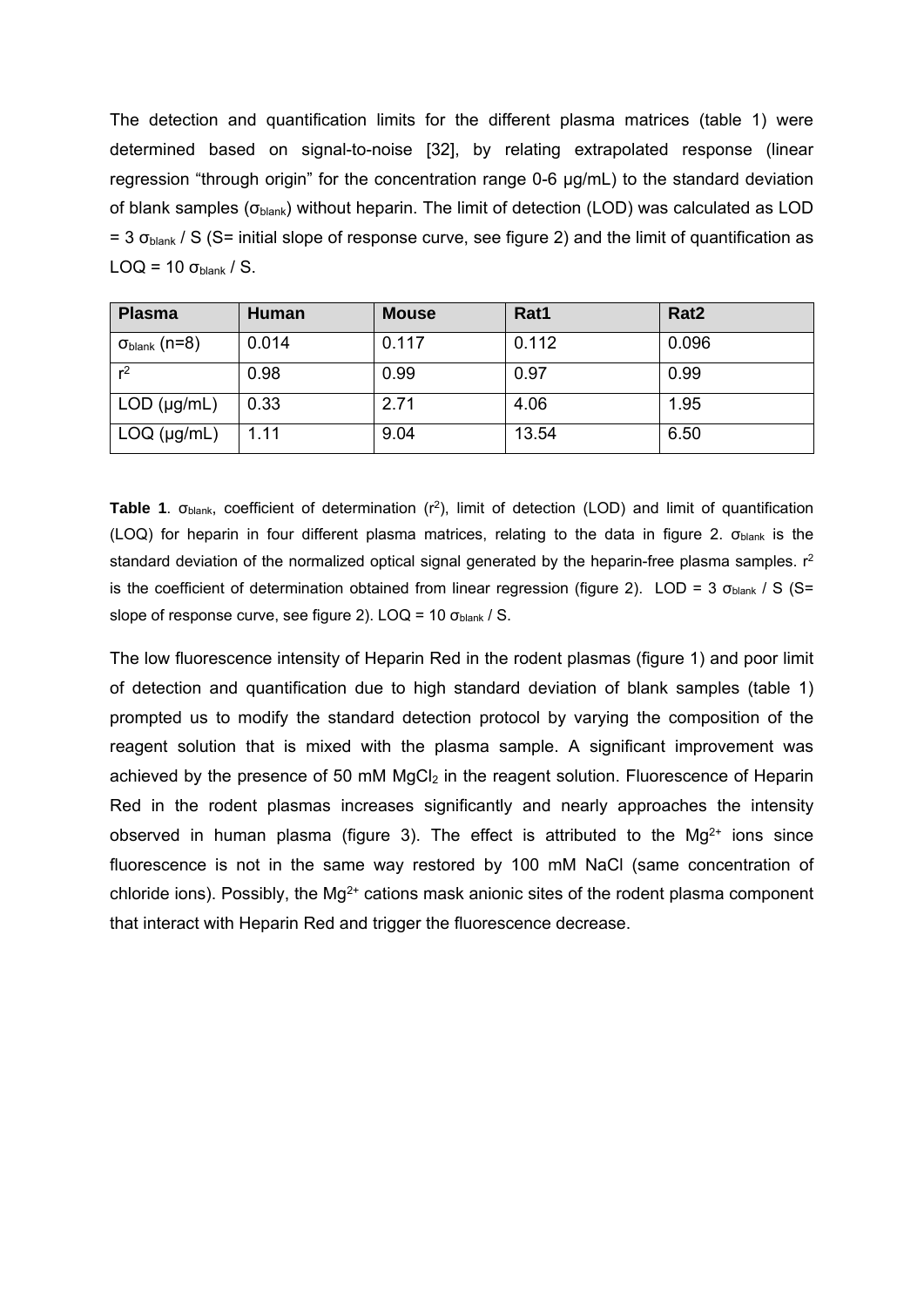The detection and quantification limits for the different plasma matrices (table 1) were determined based on signal-to-noise [32], by relating extrapolated response (linear regression "through origin" for the concentration range 0-6 μg/mL) to the standard deviation of blank samples ($\sigma_{blank}$) without heparin. The limit of detection (LOD) was calculated as LOD = 3 $\sigma_{blank}$ / S (S= initial slope of response curve, see figure 2) and the limit of quantification as LOQ = 10 $\sigma_{blank}$ / S.

| Plasma | Human | Mouse | Rat1 | Rat2 |
|---|---|---|---|---|
| $\sigma_{blank}$ (n=8) | 0.014 | 0.117 | 0.112 | 0.096 |
| $r^2$ | 0.98 | 0.99 | 0.97 | 0.99 |
| LOD (μg/mL) | 0.33 | 2.71 | 4.06 | 1.95 |
| LOQ (μg/mL) | 1.11 | 9.04 | 13.54 | 6.50 |

**Table 1**. $\sigma_{blank}$, coefficient of determination ($r^2$), limit of detection (LOD) and limit of quantification (LOQ) for heparin in four different plasma matrices, relating to the data in figure 2. $\sigma_{blank}$ is the standard deviation of the normalized optical signal generated by the heparin-free plasma samples. $r^2$ is the coefficient of determination obtained from linear regression (figure 2). LOD = 3 $\sigma_{blank}$ / S (S= slope of response curve, see figure 2). LOQ = 10 $\sigma_{blank}$ / S.

The low fluorescence intensity of Heparin Red in the rodent plasmas (figure 1) and poor limit of detection and quantification due to high standard deviation of blank samples (table 1) prompted us to modify the standard detection protocol by varying the composition of the reagent solution that is mixed with the plasma sample. A significant improvement was achieved by the presence of 50 mM $MgCl_2$ in the reagent solution. Fluorescence of Heparin Red in the rodent plasmas increases significantly and nearly approaches the intensity observed in human plasma (figure 3). The effect is attributed to the $Mg^{2+}$ ions since fluorescence is not in the same way restored by 100 mM NaCl (same concentration of chloride ions). Possibly, the $Mg^{2+}$ cations mask anionic sites of the rodent plasma component that interact with Heparin Red and trigger the fluorescence decrease.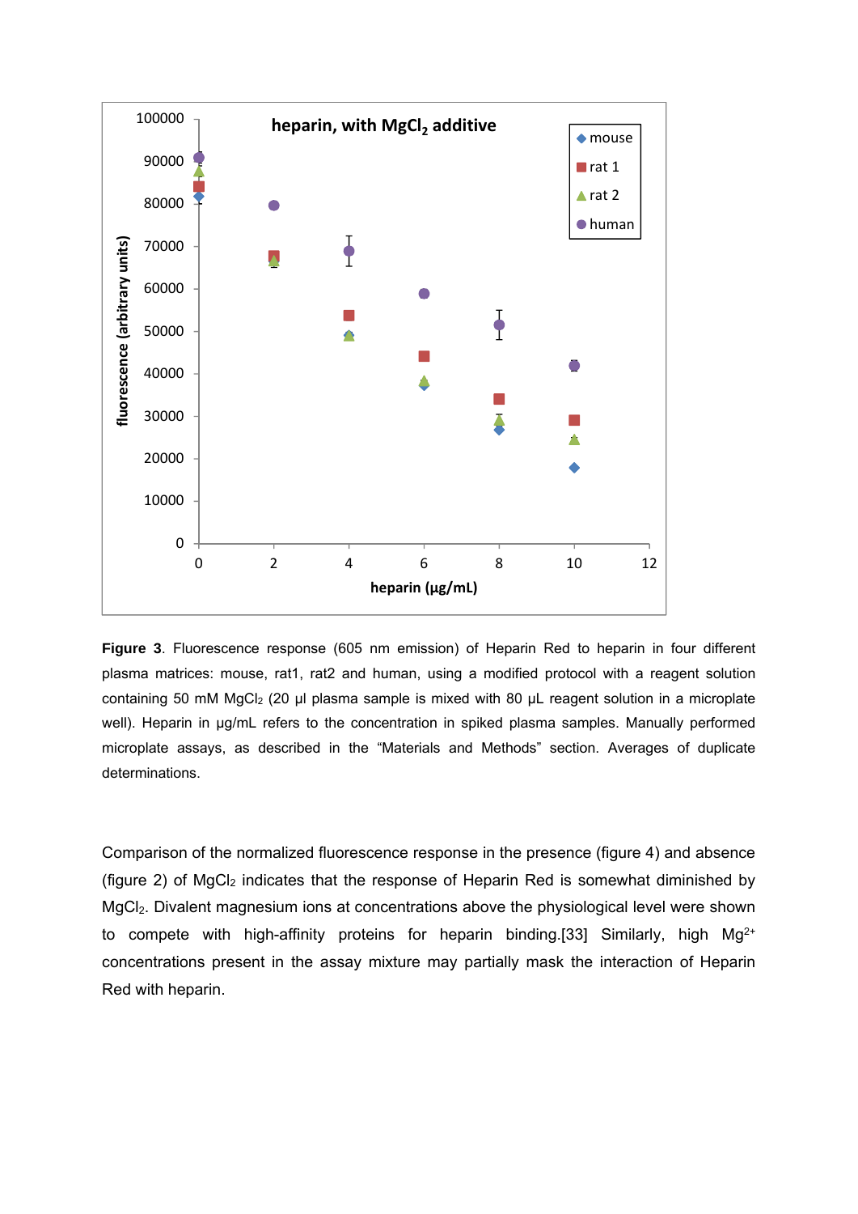**Figure 3**. Fluorescence response (605 nm emission) of Heparin Red to heparin in four different plasma matrices: mouse, rat1, rat2 and human, using a modified protocol with a reagent solution containing 50 mM $MgCl_2$ (20 µl plasma sample is mixed with 80 µL reagent solution in a microplate well). Heparin in µg/mL refers to the concentration in spiked plasma samples. Manually performed microplate assays, as described in the "Materials and Methods" section. Averages of duplicate determinations.

Comparison of the normalized fluorescence response in the presence (figure 4) and absence (figure 2) of $MgCl_2$ indicates that the response of Heparin Red is somewhat diminished by $MgCl_2$. Divalent magnesium ions at concentrations above the physiological level were shown to compete with high-affinity proteins for heparin binding.[33] Similarly, high $Mg^{2+}$ concentrations present in the assay mixture may partially mask the interaction of Heparin Red with heparin.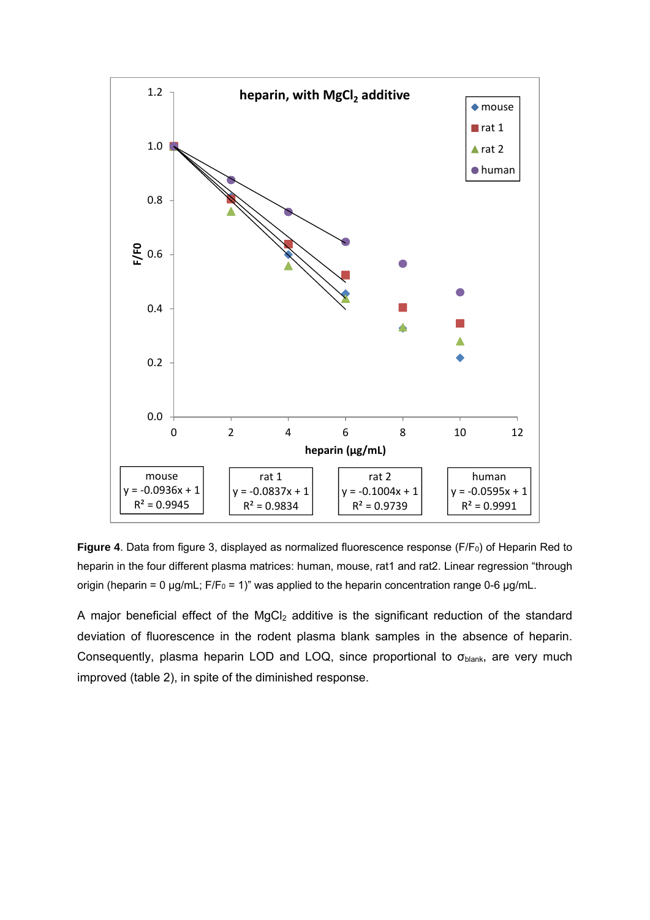**Figure 4**. Data from figure 3, displayed as normalized fluorescence response ($F/F_0$) of Heparin Red to heparin in the four different plasma matrices: human, mouse, rat1 and rat2. Linear regression "through origin (heparin = 0 µg/mL; $F/F_0$ = 1)" was applied to the heparin concentration range 0-6 µg/mL.

A major beneficial effect of the $MgCl_2$ additive is the significant reduction of the standard deviation of fluorescence in the rodent plasma blank samples in the absence of heparin. Consequently, plasma heparin LOD and LOQ, since proportional to $\sigma_{blank}$, are very much improved (table 2), in spite of the diminished response.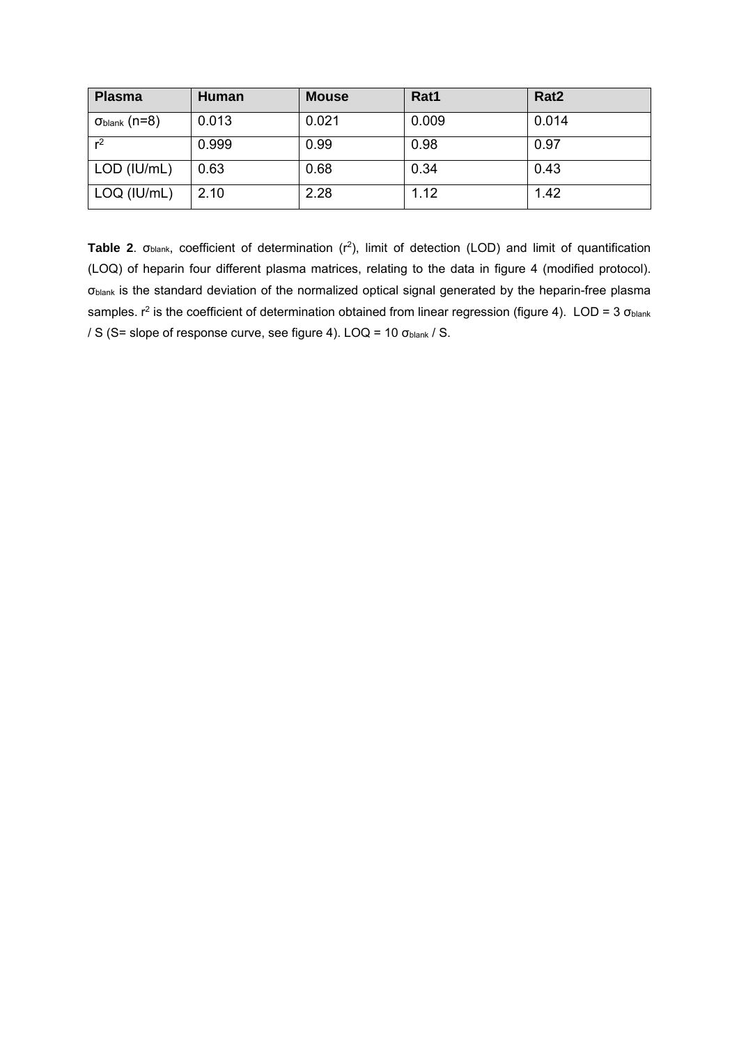| Plasma | Human | Mouse | Rat1 | Rat2 |
|---|---|---|---|---|
| $\sigma_{blank}$ (n=8) | 0.013 | 0.021 | 0.009 | 0.014 |
| $r^2$ | 0.999 | 0.99 | 0.98 | 0.97 |
| LOD (IU/mL) | 0.63 | 0.68 | 0.34 | 0.43 |
| LOQ (IU/mL) | 2.10 | 2.28 | 1.12 | 1.42 |

**Table 2**. $\sigma_{blank}$, coefficient of determination ($r^2$), limit of detection (LOD) and limit of quantification (LOQ) of heparin four different plasma matrices, relating to the data in figure 4 (modified protocol). $\sigma_{blank}$ is the standard deviation of the normalized optical signal generated by the heparin-free plasma samples. $r^2$ is the coefficient of determination obtained from linear regression (figure 4). LOD = 3 $\sigma_{blank}$ / S (S= slope of response curve, see figure 4). LOQ = 10 $\sigma_{blank}$ / S.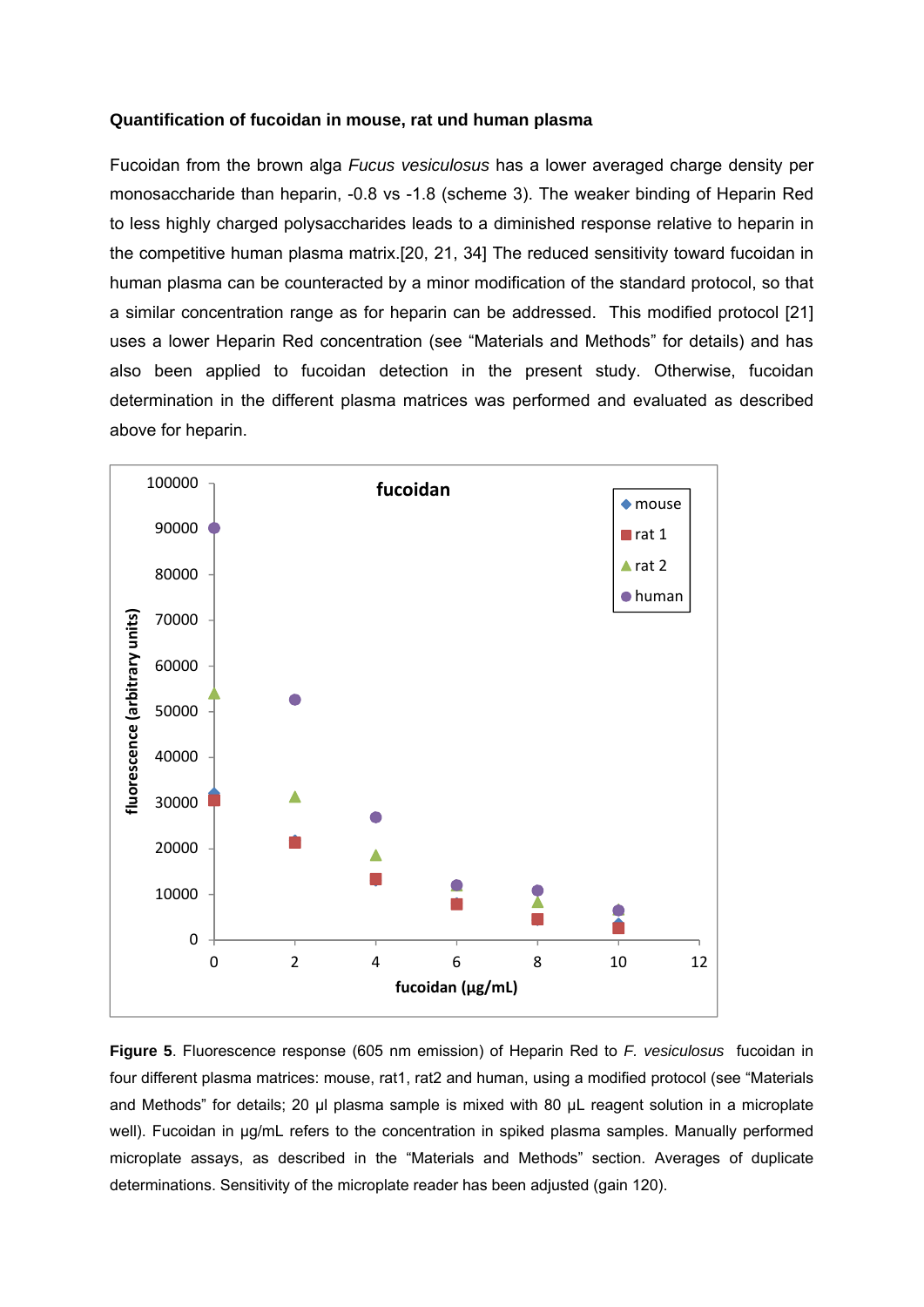**Quantification of fucoidan in mouse, rat und human plasma**

Fucoidan from the brown alga *Fucus vesiculosus* has a lower averaged charge density per monosaccharide than heparin, -0.8 vs -1.8 (scheme 3). The weaker binding of Heparin Red to less highly charged polysaccharides leads to a diminished response relative to heparin in the competitive human plasma matrix.[20, 21, 34] The reduced sensitivity toward fucoidan in human plasma can be counteracted by a minor modification of the standard protocol, so that a similar concentration range as for heparin can be addressed. This modified protocol [21] uses a lower Heparin Red concentration (see "Materials and Methods" for details) and has also been applied to fucoidan detection in the present study. Otherwise, fucoidan determination in the different plasma matrices was performed and evaluated as described above for heparin.

**Figure 5**. Fluorescence response (605 nm emission) of Heparin Red to *F. vesiculosus* fucoidan in four different plasma matrices: mouse, rat1, rat2 and human, using a modified protocol (see "Materials and Methods" for details; 20 µl plasma sample is mixed with 80 µL reagent solution in a microplate well). Fucoidan in µg/mL refers to the concentration in spiked plasma samples. Manually performed microplate assays, as described in the "Materials and Methods" section. Averages of duplicate determinations. Sensitivity of the microplate reader has been adjusted (gain 120).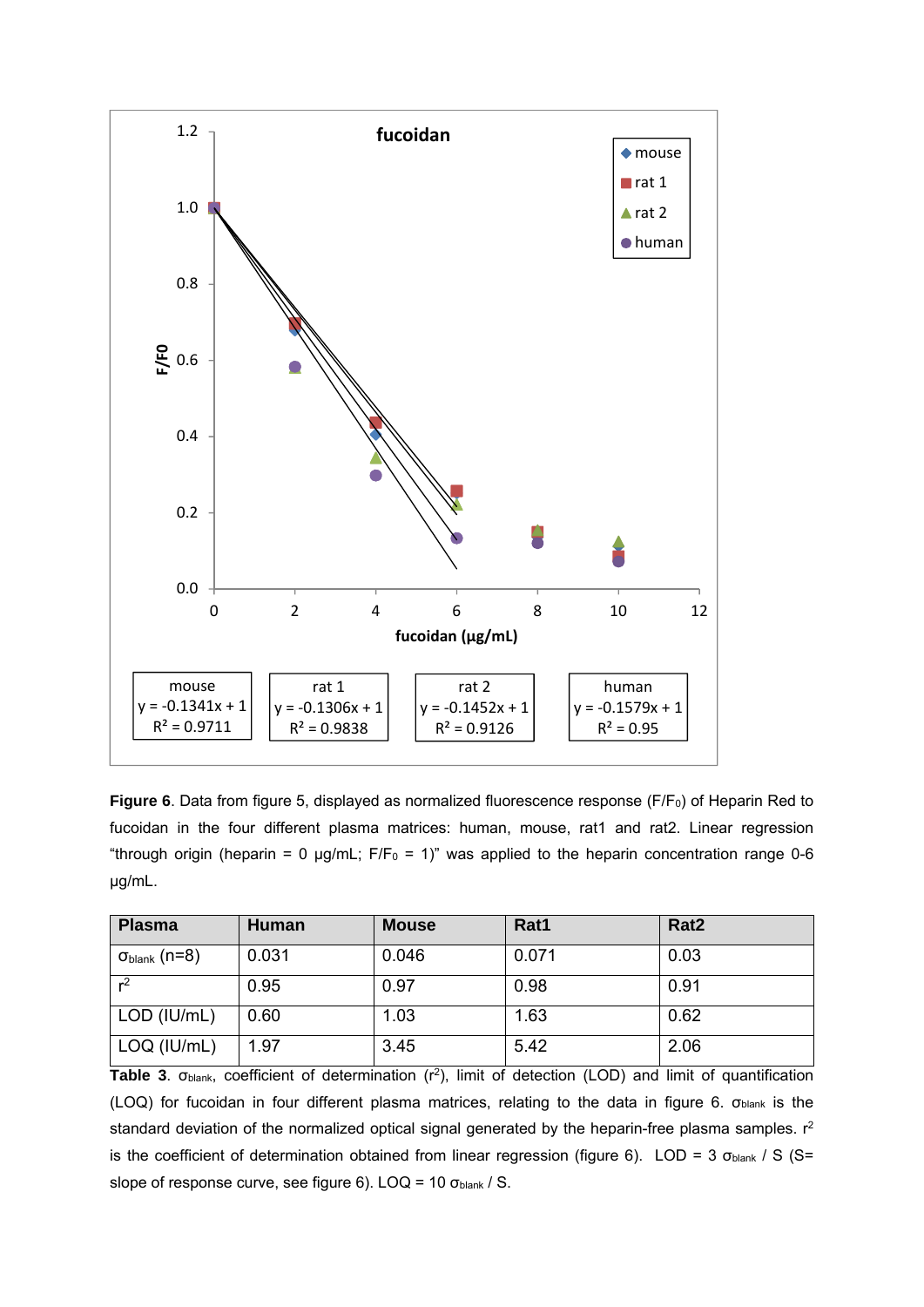**Figure 6**. Data from figure 5, displayed as normalized fluorescence response ($F/F_0$) of Heparin Red to fucoidan in the four different plasma matrices: human, mouse, rat1 and rat2. Linear regression “through origin (heparin = 0 µg/mL; $F/F_0$ = 1)” was applied to the heparin concentration range 0-6 µg/mL.

| Plasma | Human | Mouse | Rat1 | Rat2 |
|---|---|---|---|---|
| $\sigma_{blank}$ (n=8) | 0.031 | 0.046 | 0.071 | 0.03 |
| $r^2$ | 0.95 | 0.97 | 0.98 | 0.91 |
| LOD (IU/mL) | 0.60 | 1.03 | 1.63 | 0.62 |
| LOQ (IU/mL) | 1.97 | 3.45 | 5.42 | 2.06 |

**Table 3**. $\sigma_{blank}$, coefficient of determination ($r^2$), limit of detection (LOD) and limit of quantification (LOQ) for fucoidan in four different plasma matrices, relating to the data in figure 6. $\sigma_{blank}$ is the standard deviation of the normalized optical signal generated by the heparin-free plasma samples. $r^2$ is the coefficient of determination obtained from linear regression (figure 6). LOD = 3 $\sigma_{blank}$ / S (S= slope of response curve, see figure 6). LOQ = 10 $\sigma_{blank}$ / S.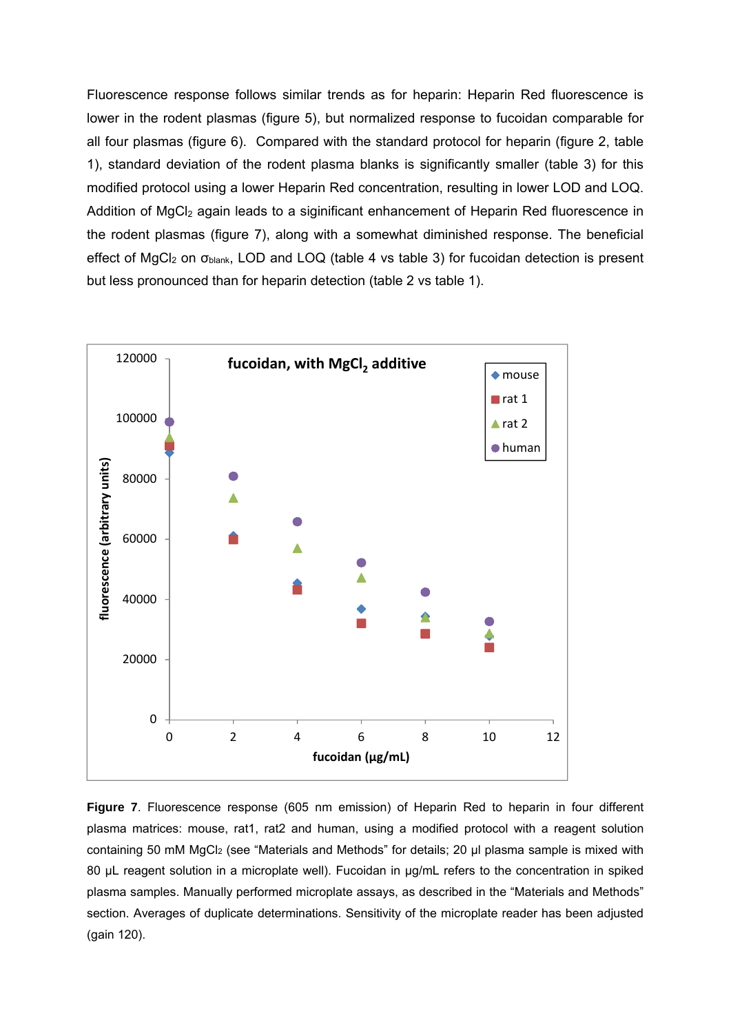Fluorescence response follows similar trends as for heparin: Heparin Red fluorescence is lower in the rodent plasmas (figure 5), but normalized response to fucoidan comparable for all four plasmas (figure 6). Compared with the standard protocol for heparin (figure 2, table 1), standard deviation of the rodent plasma blanks is significantly smaller (table 3) for this modified protocol using a lower Heparin Red concentration, resulting in lower LOD and LOQ. Addition of $MgCl_2$ again leads to a siginificant enhancement of Heparin Red fluorescence in the rodent plasmas (figure 7), along with a somewhat diminished response. The beneficial effect of $MgCl_2$ on $\sigma_{blank}$, LOD and LOQ (table 4 vs table 3) for fucoidan detection is present but less pronounced than for heparin detection (table 2 vs table 1).

**Figure 7**. Fluorescence response (605 nm emission) of Heparin Red to heparin in four different plasma matrices: mouse, rat1, rat2 and human, using a modified protocol with a reagent solution containing 50 mM $MgCl_2$ (see “Materials and Methods” for details; 20 µl plasma sample is mixed with 80 µL reagent solution in a microplate well). Fucoidan in µg/mL refers to the concentration in spiked plasma samples. Manually performed microplate assays, as described in the “Materials and Methods” section. Averages of duplicate determinations. Sensitivity of the microplate reader has been adjusted (gain 120).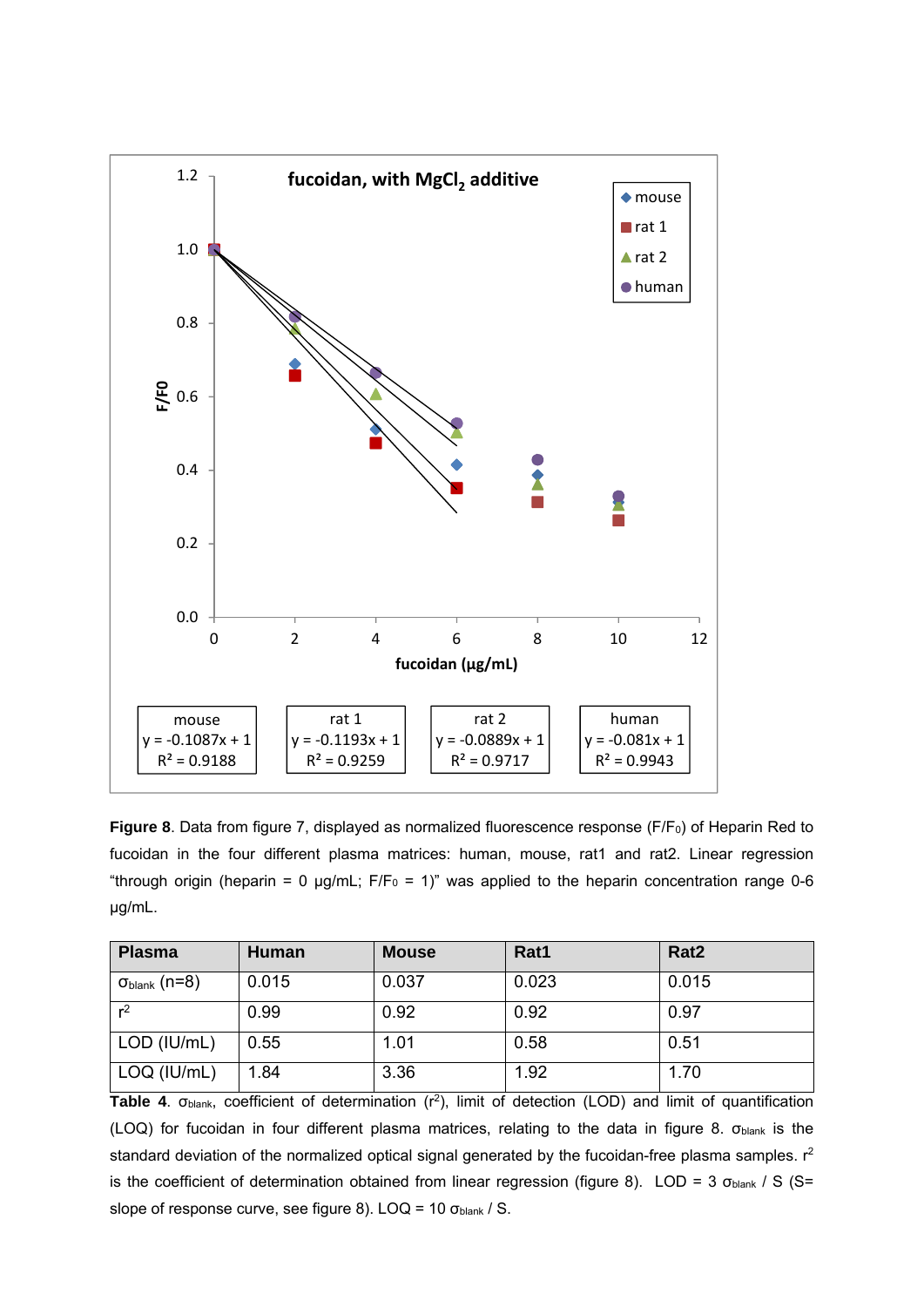**Figure 8**. Data from figure 7, displayed as normalized fluorescence response ($F/F_0$) of Heparin Red to fucoidan in the four different plasma matrices: human, mouse, rat1 and rat2. Linear regression “through origin (heparin = 0 µg/mL; $F/F_0$ = 1)” was applied to the heparin concentration range 0-6 µg/mL.

| Plasma | Human | Mouse | Rat1 | Rat2 |
| --- | --- | --- | --- | --- |
| $\sigma_{blank}$ (n=8) | 0.015 | 0.037 | 0.023 | 0.015 |
| $r^2$ | 0.99 | 0.92 | 0.92 | 0.97 |
| LOD (IU/mL) | 0.55 | 1.01 | 0.58 | 0.51 |
| LOQ (IU/mL) | 1.84 | 3.36 | 1.92 | 1.70 |

**Table 4**. $\sigma_{blank}$, coefficient of determination ($r^2$), limit of detection (LOD) and limit of quantification (LOQ) for fucoidan in four different plasma matrices, relating to the data in figure 8. $\sigma_{blank}$ is the standard deviation of the normalized optical signal generated by the fucoidan-free plasma samples. $r^2$ is the coefficient of determination obtained from linear regression (figure 8). LOD = 3 $\sigma_{blank}$ / S (S= slope of response curve, see figure 8). LOQ = 10 $\sigma_{blank}$ / S.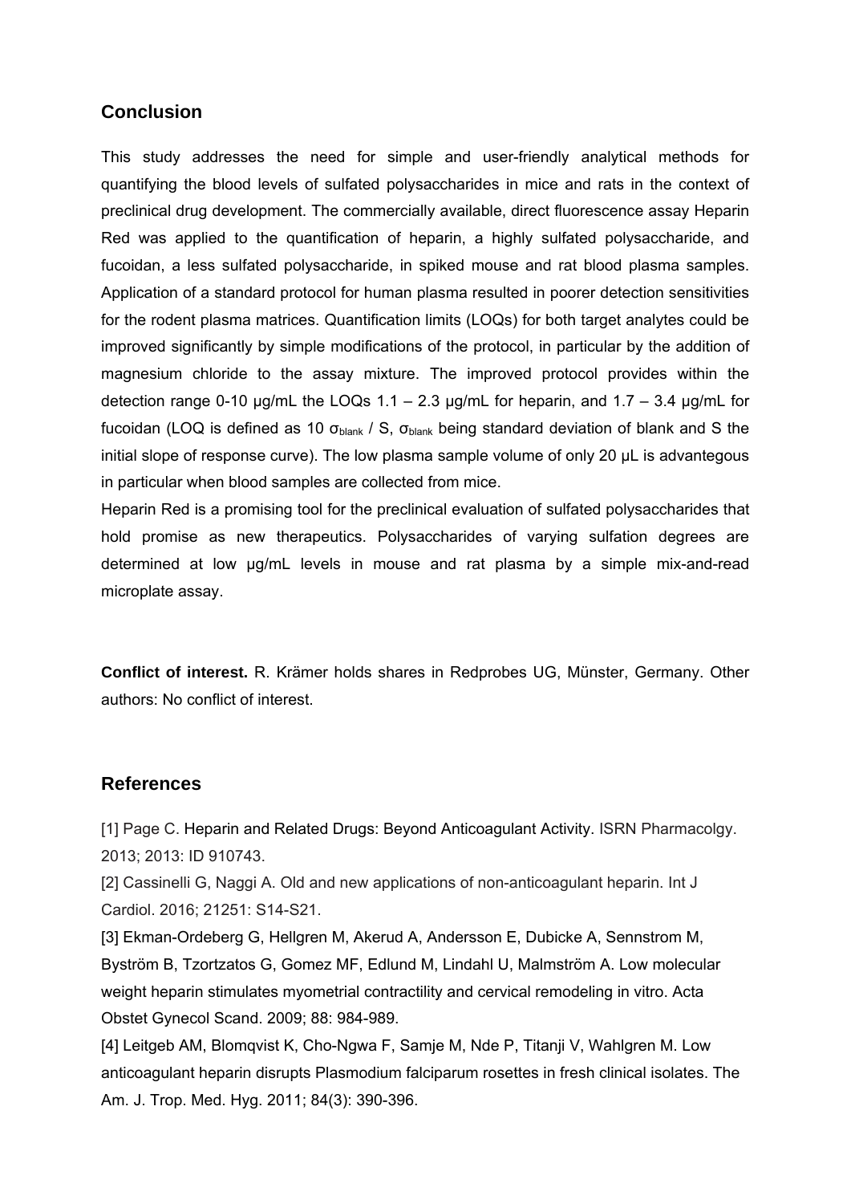## Conclusion

This study addresses the need for simple and user-friendly analytical methods for quantifying the blood levels of sulfated polysaccharides in mice and rats in the context of preclinical drug development. The commercially available, direct fluorescence assay Heparin Red was applied to the quantification of heparin, a highly sulfated polysaccharide, and fucoidan, a less sulfated polysaccharide, in spiked mouse and rat blood plasma samples. Application of a standard protocol for human plasma resulted in poorer detection sensitivities for the rodent plasma matrices. Quantification limits (LOQs) for both target analytes could be improved significantly by simple modifications of the protocol, in particular by the addition of magnesium chloride to the assay mixture. The improved protocol provides within the detection range 0-10 µg/mL the LOQs 1.1 – 2.3 µg/mL for heparin, and 1.7 – 3.4 µg/mL for fucoidan (LOQ is defined as 10 $\sigma_{blank}$ / S, $\sigma_{blank}$ being standard deviation of blank and S the initial slope of response curve). The low plasma sample volume of only 20 µL is advantegous in particular when blood samples are collected from mice.

Heparin Red is a promising tool for the preclinical evaluation of sulfated polysaccharides that hold promise as new therapeutics. Polysaccharides of varying sulfation degrees are determined at low µg/mL levels in mouse and rat plasma by a simple mix-and-read microplate assay.

**Conflict of interest.** R. Krämer holds shares in Redprobes UG, Münster, Germany. Other authors: No conflict of interest.

## References

[1] Page C. Heparin and Related Drugs: Beyond Anticoagulant Activity. ISRN Pharmacolgy. 2013; 2013: ID 910743.

[2] Cassinelli G, Naggi A. Old and new applications of non-anticoagulant heparin. Int J Cardiol. 2016; 21251: S14-S21.

[3] Ekman-Ordeberg G, Hellgren M, Akerud A, Andersson E, Dubicke A, Sennstrom M, Byström B, Tzortzatos G, Gomez MF, Edlund M, Lindahl U, Malmström A. Low molecular weight heparin stimulates myometrial contractility and cervical remodeling in vitro. Acta Obstet Gynecol Scand. 2009; 88: 984-989.

[4] Leitgeb AM, Blomqvist K, Cho-Ngwa F, Samje M, Nde P, Titanji V, Wahlgren M. Low anticoagulant heparin disrupts Plasmodium falciparum rosettes in fresh clinical isolates. The Am. J. Trop. Med. Hyg. 2011; 84(3): 390-396.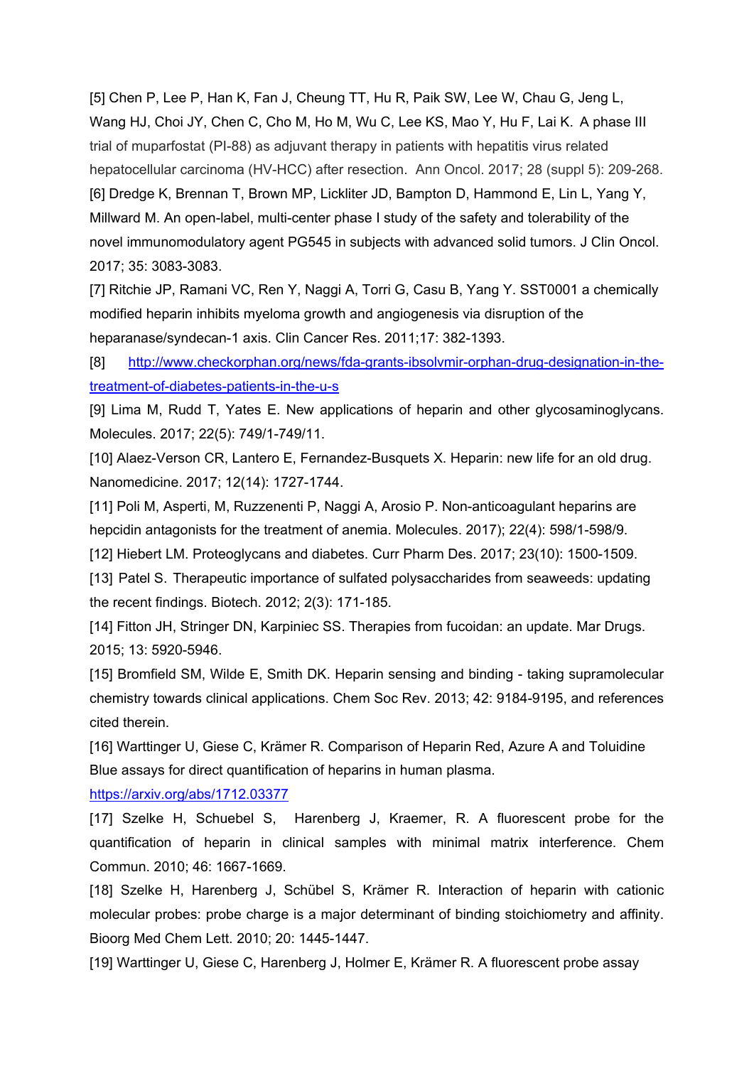[5] Chen P, Lee P, Han K, Fan J, Cheung TT, Hu R, Paik SW, Lee W, Chau G, Jeng L, Wang HJ, Choi JY, Chen C, Cho M, Ho M, Wu C, Lee KS, Mao Y, Hu F, Lai K. A phase III trial of muparfostat (PI-88) as adjuvant therapy in patients with hepatitis virus related hepatocellular carcinoma (HV-HCC) after resection. Ann Oncol. 2017; 28 (suppl 5): 209-268.

[6] Dredge K, Brennan T, Brown MP, Lickliter JD, Bampton D, Hammond E, Lin L, Yang Y, Millward M. An open-label, multi-center phase I study of the safety and tolerability of the novel immunomodulatory agent PG545 in subjects with advanced solid tumors. J Clin Oncol. 2017; 35: 3083-3083.

[7] Ritchie JP, Ramani VC, Ren Y, Naggi A, Torri G, Casu B, Yang Y. SST0001 a chemically modified heparin inhibits myeloma growth and angiogenesis via disruption of the heparanase/syndecan-1 axis. Clin Cancer Res. 2011;17: 382-1393.

[8] http://www.checkorphan.org/news/fda-grants-ibsolvmir-orphan-drug-designation-in-the-treatment-of-diabetes-patients-in-the-u-s

[9] Lima M, Rudd T, Yates E. New applications of heparin and other glycosaminoglycans. Molecules. 2017; 22(5): 749/1-749/11.

[10] Alaez-Verson CR, Lantero E, Fernandez-Busquets X. Heparin: new life for an old drug. Nanomedicine. 2017; 12(14): 1727-1744.

[11] Poli M, Asperti, M, Ruzzenenti P, Naggi A, Arosio P. Non-anticoagulant heparins are hepcidin antagonists for the treatment of anemia. Molecules. 2017); 22(4): 598/1-598/9.

[12] Hiebert LM. Proteoglycans and diabetes. Curr Pharm Des. 2017; 23(10): 1500-1509.

[13] Patel S. Therapeutic importance of sulfated polysaccharides from seaweeds: updating the recent findings. Biotech. 2012; 2(3): 171-185.

[14] Fitton JH, Stringer DN, Karpiniec SS. Therapies from fucoidan: an update. Mar Drugs. 2015; 13: 5920-5946.

[15] Bromfield SM, Wilde E, Smith DK. Heparin sensing and binding - taking supramolecular chemistry towards clinical applications. Chem Soc Rev. 2013; 42: 9184-9195, and references cited therein.

[16] Warttinger U, Giese C, Krämer R. Comparison of Heparin Red, Azure A and Toluidine Blue assays for direct quantification of heparins in human plasma. https://arxiv.org/abs/1712.03377

[17] Szelke H, Schuebel S, Harenberg J, Kraemer, R. A fluorescent probe for the quantification of heparin in clinical samples with minimal matrix interference. Chem Commun. 2010; 46: 1667-1669.

[18] Szelke H, Harenberg J, Schübel S, Krämer R. Interaction of heparin with cationic molecular probes: probe charge is a major determinant of binding stoichiometry and affinity. Bioorg Med Chem Lett. 2010; 20: 1445-1447.

[19] Warttinger U, Giese C, Harenberg J, Holmer E, Krämer R. A fluorescent probe assay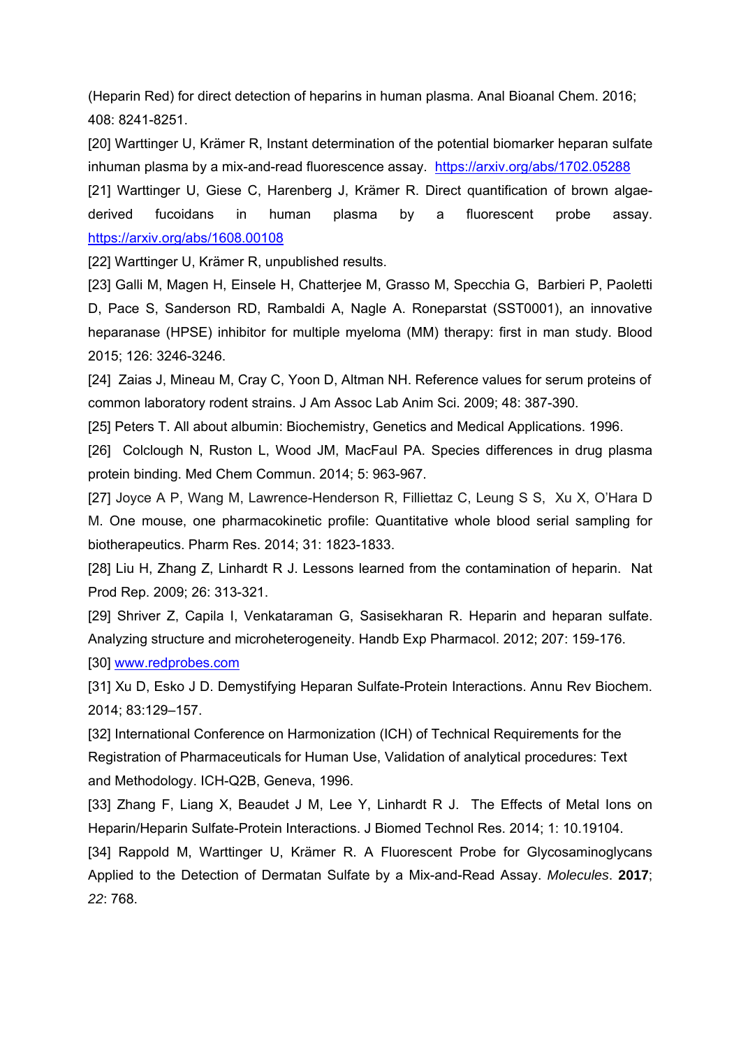(Heparin Red) for direct detection of heparins in human plasma. Anal Bioanal Chem. 2016; 408: 8241-8251.

[20] Warttinger U, Krämer R, Instant determination of the potential biomarker heparan sulfate inhuman plasma by a mix-and-read fluorescence assay. https://arxiv.org/abs/1702.05288

[21] Warttinger U, Giese C, Harenberg J, Krämer R. Direct quantification of brown algae-derived fucoidans in human plasma by a fluorescent probe assay. https://arxiv.org/abs/1608.00108

[22] Warttinger U, Krämer R, unpublished results.

[23] Galli M, Magen H, Einsele H, Chatterjee M, Grasso M, Specchia G, Barbieri P, Paoletti D, Pace S, Sanderson RD, Rambaldi A, Nagle A. Roneparstat (SST0001), an innovative heparanase (HPSE) inhibitor for multiple myeloma (MM) therapy: first in man study. Blood 2015; 126: 3246-3246.

[24] Zaias J, Mineau M, Cray C, Yoon D, Altman NH. Reference values for serum proteins of common laboratory rodent strains. J Am Assoc Lab Anim Sci. 2009; 48: 387-390.

[25] Peters T. All about albumin: Biochemistry, Genetics and Medical Applications. 1996.

[26] Colclough N, Ruston L, Wood JM, MacFaul PA. Species differences in drug plasma protein binding. Med Chem Commun. 2014; 5: 963-967.

[27] Joyce A P, Wang M, Lawrence-Henderson R, Filliettaz C, Leung S S, Xu X, O'Hara D M. One mouse, one pharmacokinetic profile: Quantitative whole blood serial sampling for biotherapeutics. Pharm Res. 2014; 31: 1823-1833.

[28] Liu H, Zhang Z, Linhardt R J. Lessons learned from the contamination of heparin. Nat Prod Rep. 2009; 26: 313-321.

[29] Shriver Z, Capila I, Venkataraman G, Sasisekharan R. Heparin and heparan sulfate. Analyzing structure and microheterogeneity. Handb Exp Pharmacol. 2012; 207: 159-176.

[30] www.redprobes.com

[31] Xu D, Esko J D. Demystifying Heparan Sulfate-Protein Interactions. Annu Rev Biochem. 2014; 83:129–157.

[32] International Conference on Harmonization (ICH) of Technical Requirements for the Registration of Pharmaceuticals for Human Use, Validation of analytical procedures: Text and Methodology. ICH-Q2B, Geneva, 1996.

[33] Zhang F, Liang X, Beaudet J M, Lee Y, Linhardt R J. The Effects of Metal Ions on Heparin/Heparin Sulfate-Protein Interactions. J Biomed Technol Res. 2014; 1: 10.19104.

[34] Rappold M, Warttinger U, Krämer R. A Fluorescent Probe for Glycosaminoglycans Applied to the Detection of Dermatan Sulfate by a Mix-and-Read Assay. *Molecules*. **2017**; *22*: 768.